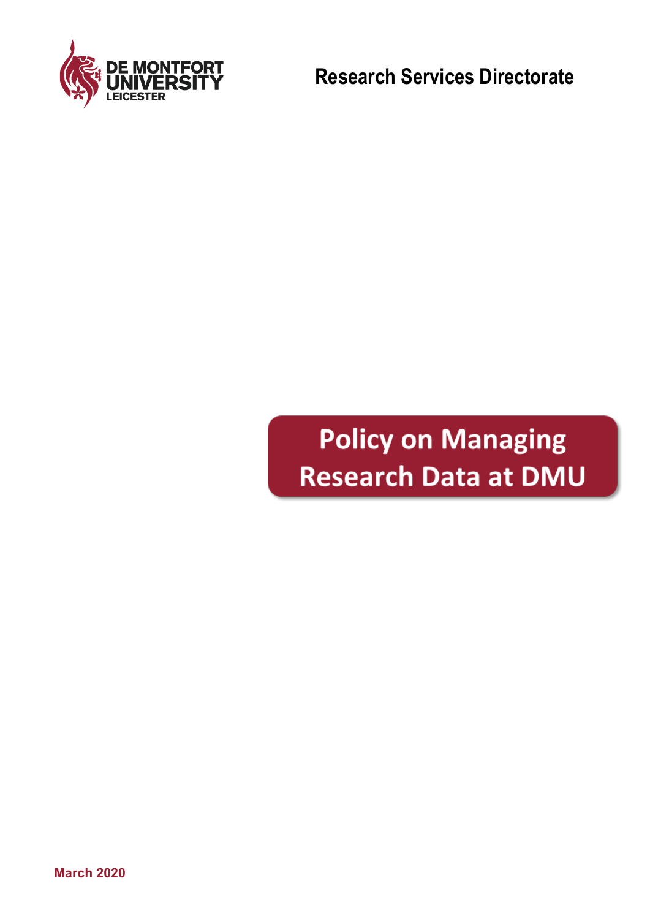DE MONTFORT UNIVERSITY LEICESTER

**Research Services Directorate**

# Policy on Managing Research Data at DMU

**March 2020**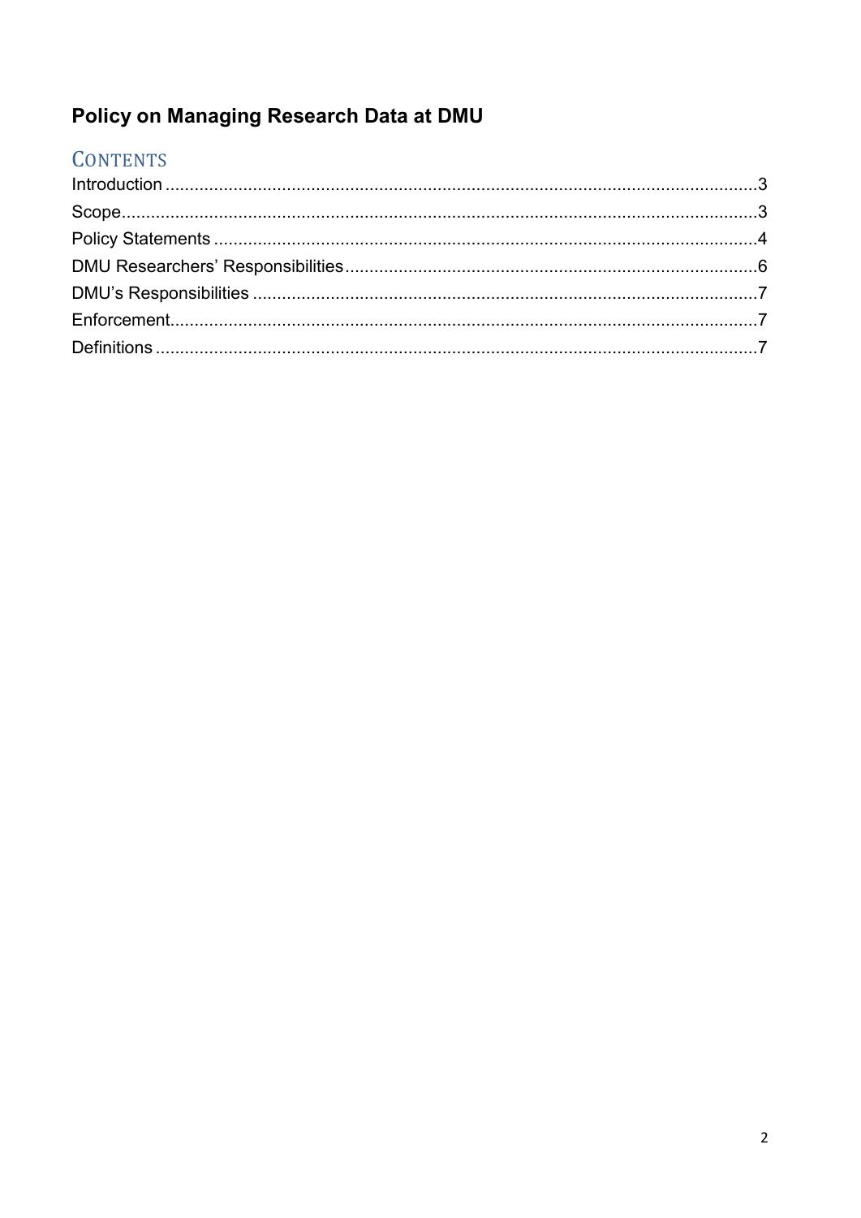# Policy on Managing Research Data at DMU

## CONTENTS

Introduction ........................................................................................................................3
Scope...................................................................................................................................3
Policy Statements ..............................................................................................................4
DMU Researchers' Responsibilities....................................................................................6
DMU's Responsibilities .......................................................................................................7
Enforcement.......................................................................................................................7
Definitions ...........................................................................................................................7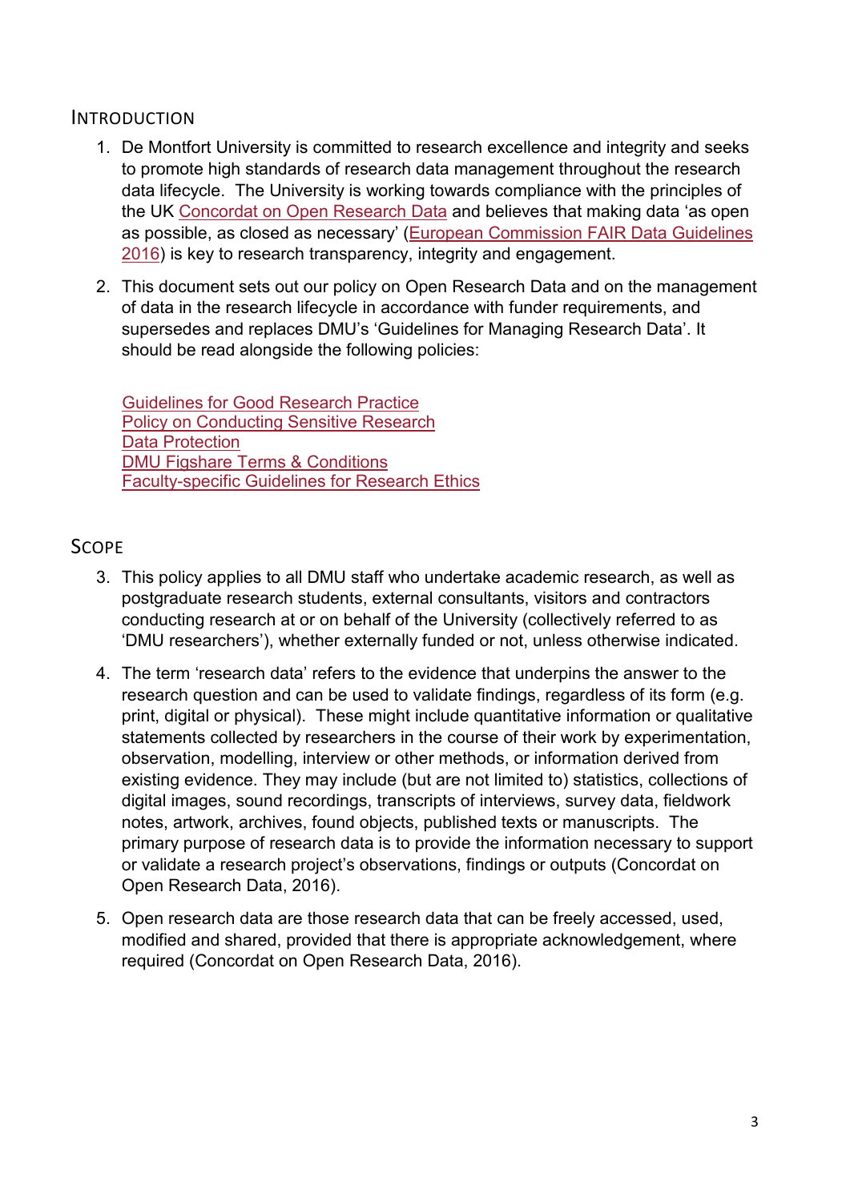## Introduction

1. De Montfort University is committed to research excellence and integrity and seeks to promote high standards of research data management throughout the research data lifecycle. The University is working towards compliance with the principles of the UK Concordat on Open Research Data and believes that making data 'as open as possible, as closed as necessary' (European Commission FAIR Data Guidelines 2016) is key to research transparency, integrity and engagement.

2. This document sets out our policy on Open Research Data and on the management of data in the research lifecycle in accordance with funder requirements, and supersedes and replaces DMU's 'Guidelines for Managing Research Data'. It should be read alongside the following policies:

   Guidelines for Good Research Practice
   Policy on Conducting Sensitive Research
   Data Protection
   DMU Figshare Terms & Conditions
   Faculty-specific Guidelines for Research Ethics

## Scope

3. This policy applies to all DMU staff who undertake academic research, as well as postgraduate research students, external consultants, visitors and contractors conducting research at or on behalf of the University (collectively referred to as 'DMU researchers'), whether externally funded or not, unless otherwise indicated.

4. The term 'research data' refers to the evidence that underpins the answer to the research question and can be used to validate findings, regardless of its form (e.g. print, digital or physical). These might include quantitative information or qualitative statements collected by researchers in the course of their work by experimentation, observation, modelling, interview or other methods, or information derived from existing evidence. They may include (but are not limited to) statistics, collections of digital images, sound recordings, transcripts of interviews, survey data, fieldwork notes, artwork, archives, found objects, published texts or manuscripts. The primary purpose of research data is to provide the information necessary to support or validate a research project's observations, findings or outputs (Concordat on Open Research Data, 2016).

5. Open research data are those research data that can be freely accessed, used, modified and shared, provided that there is appropriate acknowledgement, where required (Concordat on Open Research Data, 2016).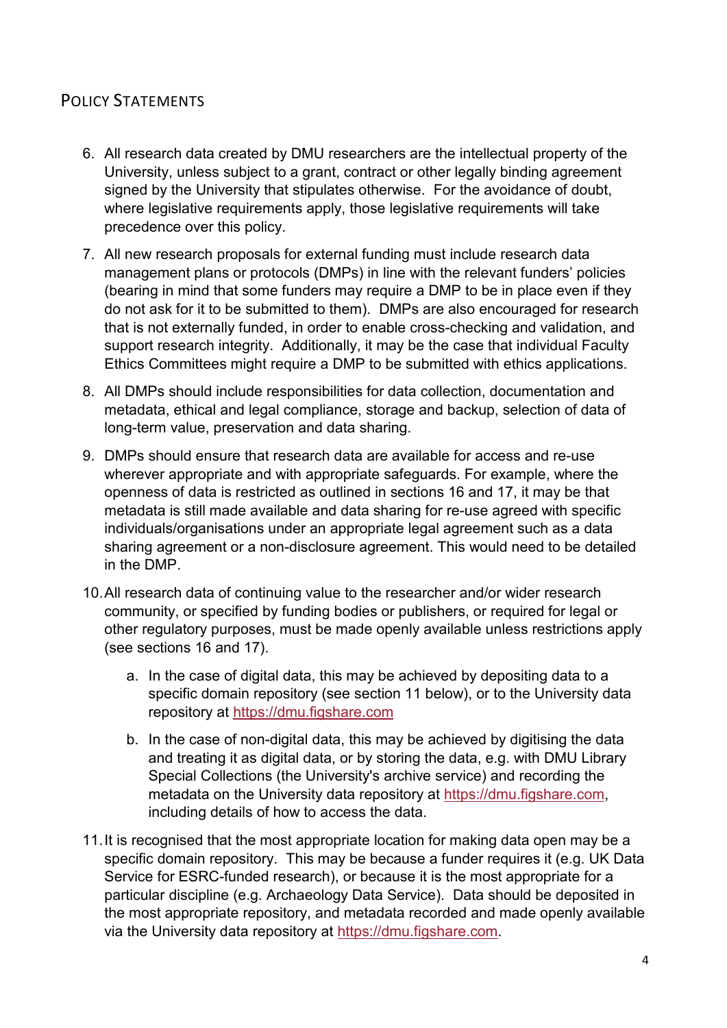## Policy Statements

6. All research data created by DMU researchers are the intellectual property of the University, unless subject to a grant, contract or other legally binding agreement signed by the University that stipulates otherwise. For the avoidance of doubt, where legislative requirements apply, those legislative requirements will take precedence over this policy.

7. All new research proposals for external funding must include research data management plans or protocols (DMPs) in line with the relevant funders' policies (bearing in mind that some funders may require a DMP to be in place even if they do not ask for it to be submitted to them). DMPs are also encouraged for research that is not externally funded, in order to enable cross-checking and validation, and support research integrity. Additionally, it may be the case that individual Faculty Ethics Committees might require a DMP to be submitted with ethics applications.

8. All DMPs should include responsibilities for data collection, documentation and metadata, ethical and legal compliance, storage and backup, selection of data of long-term value, preservation and data sharing.

9. DMPs should ensure that research data are available for access and re-use wherever appropriate and with appropriate safeguards. For example, where the openness of data is restricted as outlined in sections 16 and 17, it may be that metadata is still made available and data sharing for re-use agreed with specific individuals/organisations under an appropriate legal agreement such as a data sharing agreement or a non-disclosure agreement. This would need to be detailed in the DMP.

10. All research data of continuing value to the researcher and/or wider research community, or specified by funding bodies or publishers, or required for legal or other regulatory purposes, must be made openly available unless restrictions apply (see sections 16 and 17).

    a. In the case of digital data, this may be achieved by depositing data to a specific domain repository (see section 11 below), or to the University data repository at https://dmu.figshare.com

    b. In the case of non-digital data, this may be achieved by digitising the data and treating it as digital data, or by storing the data, e.g. with DMU Library Special Collections (the University's archive service) and recording the metadata on the University data repository at https://dmu.figshare.com, including details of how to access the data.

11. It is recognised that the most appropriate location for making data open may be a specific domain repository. This may be because a funder requires it (e.g. UK Data Service for ESRC-funded research), or because it is the most appropriate for a particular discipline (e.g. Archaeology Data Service). Data should be deposited in the most appropriate repository, and metadata recorded and made openly available via the University data repository at https://dmu.figshare.com.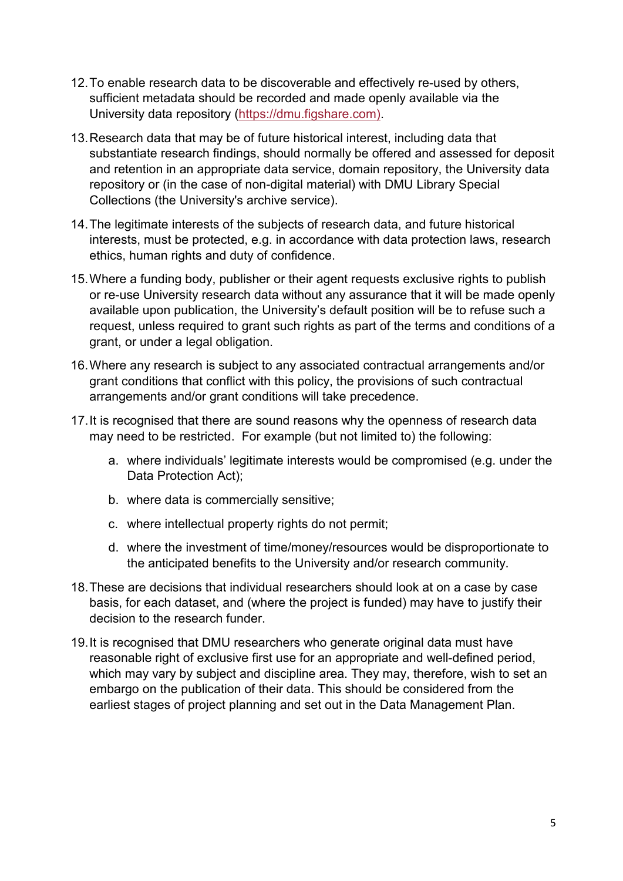12. To enable research data to be discoverable and effectively re-used by others, sufficient metadata should be recorded and made openly available via the University data repository (https://dmu.figshare.com).

13. Research data that may be of future historical interest, including data that substantiate research findings, should normally be offered and assessed for deposit and retention in an appropriate data service, domain repository, the University data repository or (in the case of non-digital material) with DMU Library Special Collections (the University's archive service).

14. The legitimate interests of the subjects of research data, and future historical interests, must be protected, e.g. in accordance with data protection laws, research ethics, human rights and duty of confidence.

15. Where a funding body, publisher or their agent requests exclusive rights to publish or re-use University research data without any assurance that it will be made openly available upon publication, the University's default position will be to refuse such a request, unless required to grant such rights as part of the terms and conditions of a grant, or under a legal obligation.

16. Where any research is subject to any associated contractual arrangements and/or grant conditions that conflict with this policy, the provisions of such contractual arrangements and/or grant conditions will take precedence.

17. It is recognised that there are sound reasons why the openness of research data may need to be restricted. For example (but not limited to) the following:

    a. where individuals' legitimate interests would be compromised (e.g. under the Data Protection Act);

    b. where data is commercially sensitive;

    c. where intellectual property rights do not permit;

    d. where the investment of time/money/resources would be disproportionate to the anticipated benefits to the University and/or research community.

18. These are decisions that individual researchers should look at on a case by case basis, for each dataset, and (where the project is funded) may have to justify their decision to the research funder.

19. It is recognised that DMU researchers who generate original data must have reasonable right of exclusive first use for an appropriate and well-defined period, which may vary by subject and discipline area. They may, therefore, wish to set an embargo on the publication of their data. This should be considered from the earliest stages of project planning and set out in the Data Management Plan.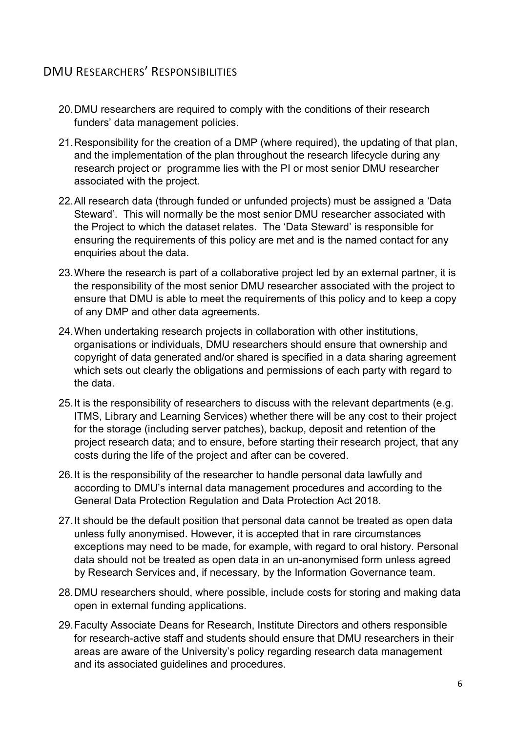## DMU Researchers' Responsibilities

20. DMU researchers are required to comply with the conditions of their research funders' data management policies.

21. Responsibility for the creation of a DMP (where required), the updating of that plan, and the implementation of the plan throughout the research lifecycle during any research project or programme lies with the PI or most senior DMU researcher associated with the project.

22. All research data (through funded or unfunded projects) must be assigned a 'Data Steward'. This will normally be the most senior DMU researcher associated with the Project to which the dataset relates. The 'Data Steward' is responsible for ensuring the requirements of this policy are met and is the named contact for any enquiries about the data.

23. Where the research is part of a collaborative project led by an external partner, it is the responsibility of the most senior DMU researcher associated with the project to ensure that DMU is able to meet the requirements of this policy and to keep a copy of any DMP and other data agreements.

24. When undertaking research projects in collaboration with other institutions, organisations or individuals, DMU researchers should ensure that ownership and copyright of data generated and/or shared is specified in a data sharing agreement which sets out clearly the obligations and permissions of each party with regard to the data.

25. It is the responsibility of researchers to discuss with the relevant departments (e.g. ITMS, Library and Learning Services) whether there will be any cost to their project for the storage (including server patches), backup, deposit and retention of the project research data; and to ensure, before starting their research project, that any costs during the life of the project and after can be covered.

26. It is the responsibility of the researcher to handle personal data lawfully and according to DMU's internal data management procedures and according to the General Data Protection Regulation and Data Protection Act 2018.

27. It should be the default position that personal data cannot be treated as open data unless fully anonymised. However, it is accepted that in rare circumstances exceptions may need to be made, for example, with regard to oral history. Personal data should not be treated as open data in an un-anonymised form unless agreed by Research Services and, if necessary, by the Information Governance team.

28. DMU researchers should, where possible, include costs for storing and making data open in external funding applications.

29. Faculty Associate Deans for Research, Institute Directors and others responsible for research-active staff and students should ensure that DMU researchers in their areas are aware of the University's policy regarding research data management and its associated guidelines and procedures.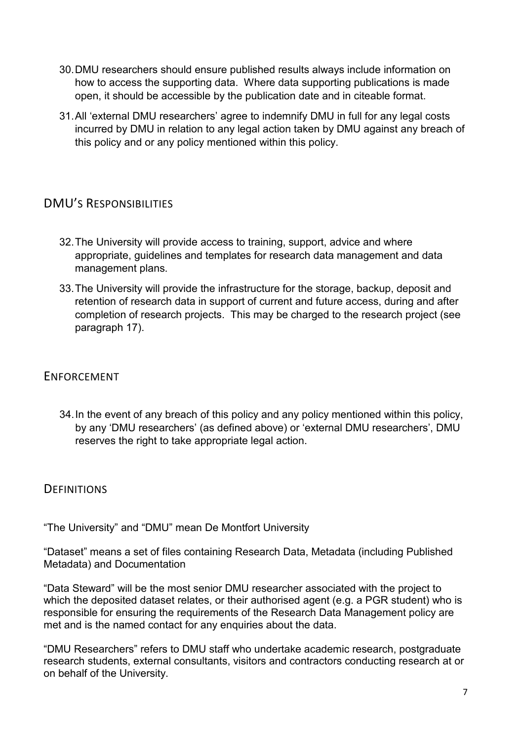30. DMU researchers should ensure published results always include information on how to access the supporting data. Where data supporting publications is made open, it should be accessible by the publication date and in citeable format.

31. All 'external DMU researchers' agree to indemnify DMU in full for any legal costs incurred by DMU in relation to any legal action taken by DMU against any breach of this policy and or any policy mentioned within this policy.

## DMU's Responsibilities

32. The University will provide access to training, support, advice and where appropriate, guidelines and templates for research data management and data management plans.

33. The University will provide the infrastructure for the storage, backup, deposit and retention of research data in support of current and future access, during and after completion of research projects. This may be charged to the research project (see paragraph 17).

## Enforcement

34. In the event of any breach of this policy and any policy mentioned within this policy, by any 'DMU researchers' (as defined above) or 'external DMU researchers', DMU reserves the right to take appropriate legal action.

## Definitions

"The University" and "DMU" mean De Montfort University

"Dataset" means a set of files containing Research Data, Metadata (including Published Metadata) and Documentation

"Data Steward" will be the most senior DMU researcher associated with the project to which the deposited dataset relates, or their authorised agent (e.g. a PGR student) who is responsible for ensuring the requirements of the Research Data Management policy are met and is the named contact for any enquiries about the data.

"DMU Researchers" refers to DMU staff who undertake academic research, postgraduate research students, external consultants, visitors and contractors conducting research at or on behalf of the University.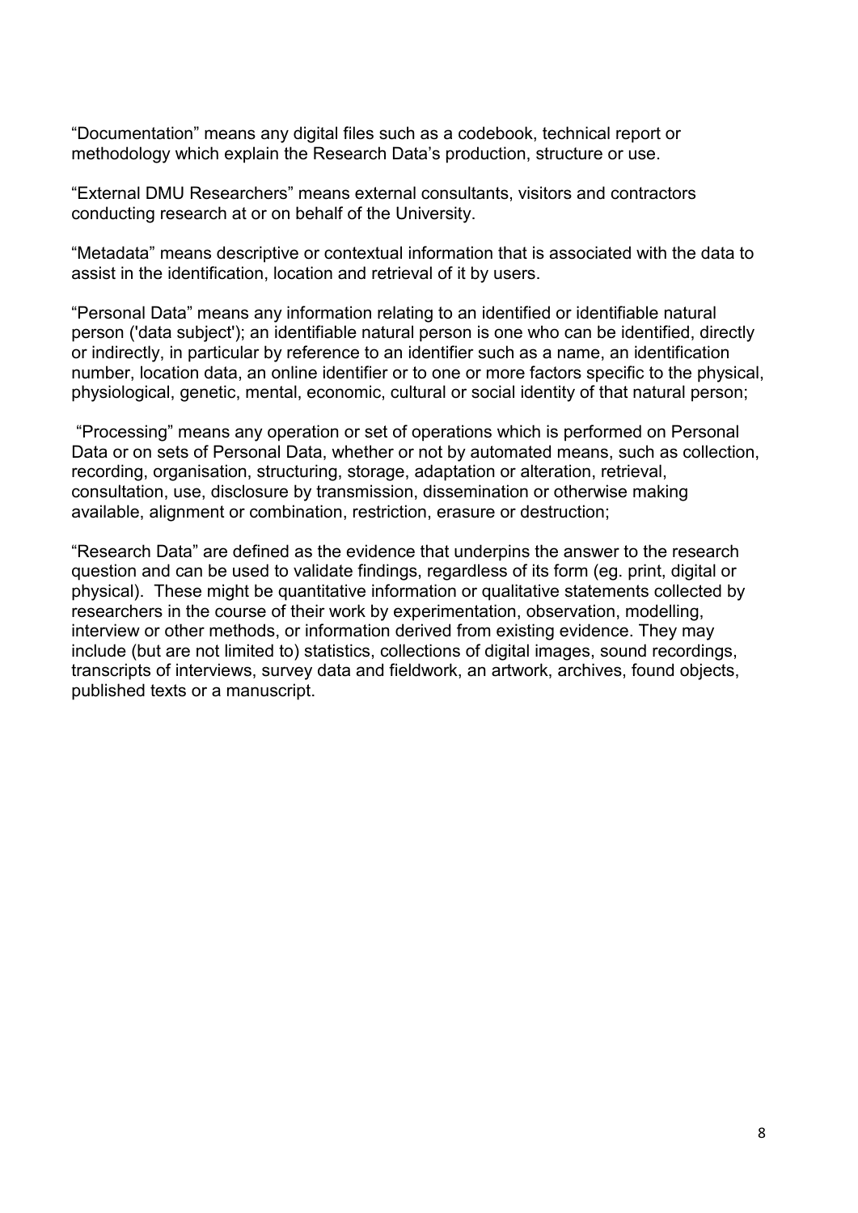"Documentation" means any digital files such as a codebook, technical report or methodology which explain the Research Data's production, structure or use.

"External DMU Researchers" means external consultants, visitors and contractors conducting research at or on behalf of the University.

"Metadata" means descriptive or contextual information that is associated with the data to assist in the identification, location and retrieval of it by users.

"Personal Data" means any information relating to an identified or identifiable natural person ('data subject'); an identifiable natural person is one who can be identified, directly or indirectly, in particular by reference to an identifier such as a name, an identification number, location data, an online identifier or to one or more factors specific to the physical, physiological, genetic, mental, economic, cultural or social identity of that natural person;

"Processing" means any operation or set of operations which is performed on Personal Data or on sets of Personal Data, whether or not by automated means, such as collection, recording, organisation, structuring, storage, adaptation or alteration, retrieval, consultation, use, disclosure by transmission, dissemination or otherwise making available, alignment or combination, restriction, erasure or destruction;

"Research Data" are defined as the evidence that underpins the answer to the research question and can be used to validate findings, regardless of its form (eg. print, digital or physical). These might be quantitative information or qualitative statements collected by researchers in the course of their work by experimentation, observation, modelling, interview or other methods, or information derived from existing evidence. They may include (but are not limited to) statistics, collections of digital images, sound recordings, transcripts of interviews, survey data and fieldwork, an artwork, archives, found objects, published texts or a manuscript.